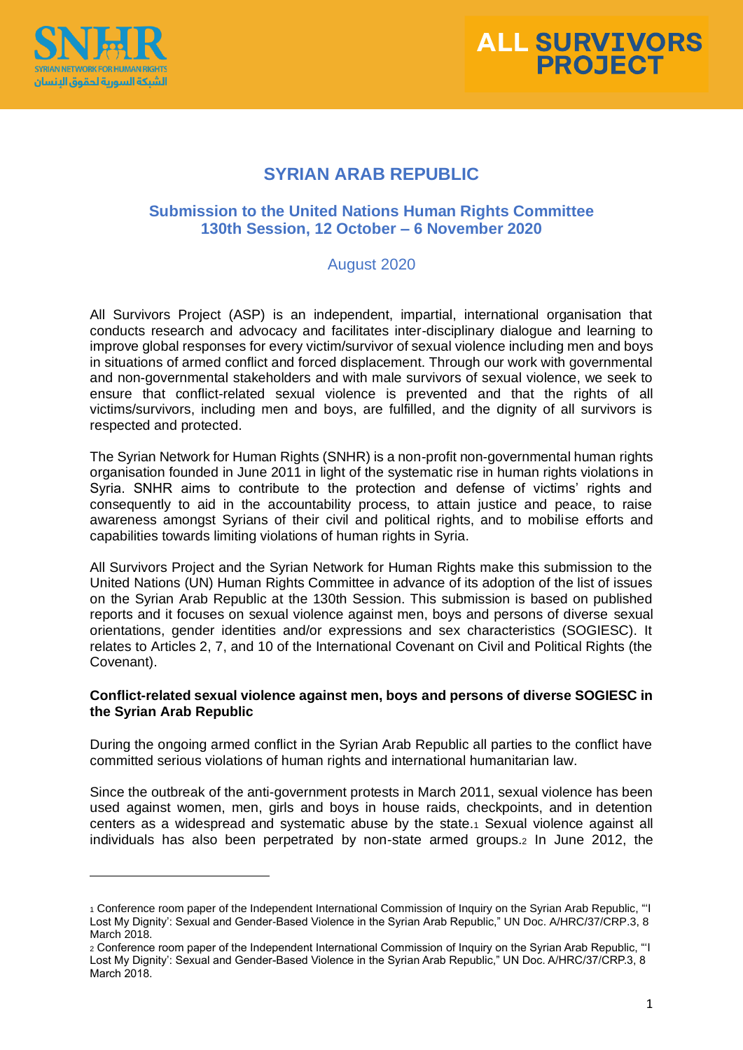# SYRIAN ARAB REPUBLIC

## Submission to the United Nations Human Rights Committee
## 130th Session, 12 October – 6 November 2020

August 2020

All Survivors Project (ASP) is an independent, impartial, international organisation that conducts research and advocacy and facilitates inter-disciplinary dialogue and learning to improve global responses for every victim/survivor of sexual violence including men and boys in situations of armed conflict and forced displacement. Through our work with governmental and non-governmental stakeholders and with male survivors of sexual violence, we seek to ensure that conflict-related sexual violence is prevented and that the rights of all victims/survivors, including men and boys, are fulfilled, and the dignity of all survivors is respected and protected.

The Syrian Network for Human Rights (SNHR) is a non-profit non-governmental human rights organisation founded in June 2011 in light of the systematic rise in human rights violations in Syria. SNHR aims to contribute to the protection and defense of victims' rights and consequently to aid in the accountability process, to attain justice and peace, to raise awareness amongst Syrians of their civil and political rights, and to mobilise efforts and capabilities towards limiting violations of human rights in Syria.

All Survivors Project and the Syrian Network for Human Rights make this submission to the United Nations (UN) Human Rights Committee in advance of its adoption of the list of issues on the Syrian Arab Republic at the 130th Session. This submission is based on published reports and it focuses on sexual violence against men, boys and persons of diverse sexual orientations, gender identities and/or expressions and sex characteristics (SOGIESC). It relates to Articles 2, 7, and 10 of the International Covenant on Civil and Political Rights (the Covenant).

**Conflict-related sexual violence against men, boys and persons of diverse SOGIESC in the Syrian Arab Republic**

During the ongoing armed conflict in the Syrian Arab Republic all parties to the conflict have committed serious violations of human rights and international humanitarian law.

Since the outbreak of the anti-government protests in March 2011, sexual violence has been used against women, men, girls and boys in house raids, checkpoints, and in detention centers as a widespread and systematic abuse by the state.[1] Sexual violence against all individuals has also been perpetrated by non-state armed groups.[2] In June 2012, the

---

[1] Conference room paper of the Independent International Commission of Inquiry on the Syrian Arab Republic, "'I Lost My Dignity': Sexual and Gender-Based Violence in the Syrian Arab Republic," UN Doc. A/HRC/37/CRP.3, 8 March 2018.

[2] Conference room paper of the Independent International Commission of Inquiry on the Syrian Arab Republic, "'I Lost My Dignity': Sexual and Gender-Based Violence in the Syrian Arab Republic," UN Doc. A/HRC/37/CRP.3, 8 March 2018.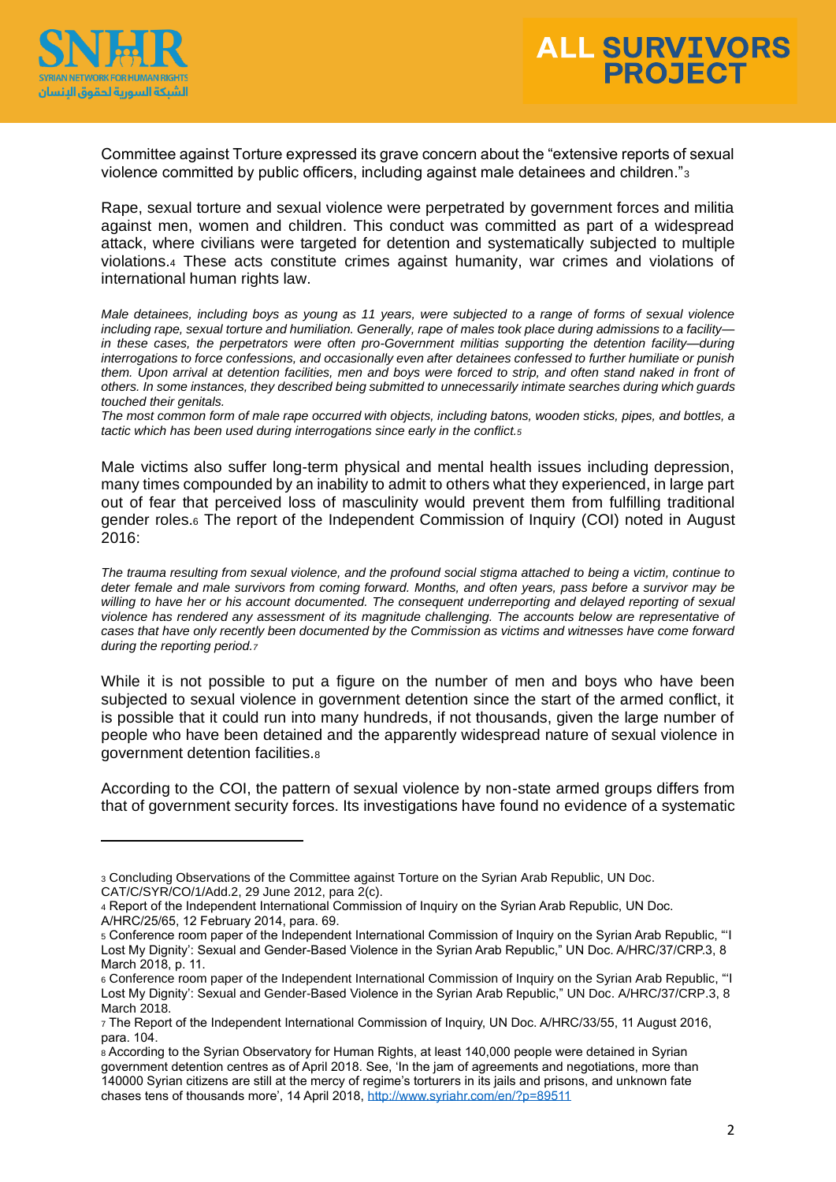Committee against Torture expressed its grave concern about the "extensive reports of sexual violence committed by public officers, including against male detainees and children."[3]

Rape, sexual torture and sexual violence were perpetrated by government forces and militia against men, women and children. This conduct was committed as part of a widespread attack, where civilians were targeted for detention and systematically subjected to multiple violations.[4] These acts constitute crimes against humanity, war crimes and violations of international human rights law.

*Male detainees, including boys as young as 11 years, were subjected to a range of forms of sexual violence including rape, sexual torture and humiliation. Generally, rape of males took place during admissions to a facility—in these cases, the perpetrators were often pro-Government militias supporting the detention facility—during interrogations to force confessions, and occasionally even after detainees confessed to further humiliate or punish them. Upon arrival at detention facilities, men and boys were forced to strip, and often stand naked in front of others. In some instances, they described being submitted to unnecessarily intimate searches during which guards touched their genitals.*
*The most common form of male rape occurred with objects, including batons, wooden sticks, pipes, and bottles, a tactic which has been used during interrogations since early in the conflict.*[5]

Male victims also suffer long-term physical and mental health issues including depression, many times compounded by an inability to admit to others what they experienced, in large part out of fear that perceived loss of masculinity would prevent them from fulfilling traditional gender roles.[6] The report of the Independent Commission of Inquiry (COI) noted in August 2016:

*The trauma resulting from sexual violence, and the profound social stigma attached to being a victim, continue to deter female and male survivors from coming forward. Months, and often years, pass before a survivor may be willing to have her or his account documented. The consequent underreporting and delayed reporting of sexual violence has rendered any assessment of its magnitude challenging. The accounts below are representative of cases that have only recently been documented by the Commission as victims and witnesses have come forward during the reporting period.*[7]

While it is not possible to put a figure on the number of men and boys who have been subjected to sexual violence in government detention since the start of the armed conflict, it is possible that it could run into many hundreds, if not thousands, given the large number of people who have been detained and the apparently widespread nature of sexual violence in government detention facilities.[8]

According to the COI, the pattern of sexual violence by non-state armed groups differs from that of government security forces. Its investigations have found no evidence of a systematic

---

[3] Concluding Observations of the Committee against Torture on the Syrian Arab Republic, UN Doc. CAT/C/SYR/CO/1/Add.2, 29 June 2012, para 2(c).

[4] Report of the Independent International Commission of Inquiry on the Syrian Arab Republic, UN Doc. A/HRC/25/65, 12 February 2014, para. 69.

[5] Conference room paper of the Independent International Commission of Inquiry on the Syrian Arab Republic, "'I Lost My Dignity': Sexual and Gender-Based Violence in the Syrian Arab Republic," UN Doc. A/HRC/37/CRP.3, 8 March 2018, p. 11.

[6] Conference room paper of the Independent International Commission of Inquiry on the Syrian Arab Republic, "'I Lost My Dignity': Sexual and Gender-Based Violence in the Syrian Arab Republic," UN Doc. A/HRC/37/CRP.3, 8 March 2018.

[7] The Report of the Independent International Commission of Inquiry, UN Doc. A/HRC/33/55, 11 August 2016, para. 104.

[8] According to the Syrian Observatory for Human Rights, at least 140,000 people were detained in Syrian government detention centres as of April 2018. See, 'In the jam of agreements and negotiations, more than 140000 Syrian citizens are still at the mercy of regime's torturers in its jails and prisons, and unknown fate chases tens of thousands more', 14 April 2018, http://www.syriahr.com/en/?p=89511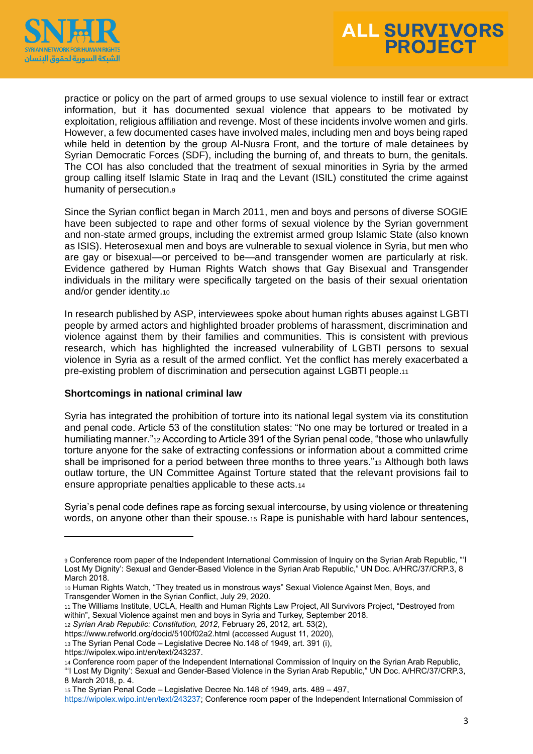practice or policy on the part of armed groups to use sexual violence to instill fear or extract information, but it has documented sexual violence that appears to be motivated by exploitation, religious affiliation and revenge. Most of these incidents involve women and girls. However, a few documented cases have involved males, including men and boys being raped while held in detention by the group Al-Nusra Front, and the torture of male detainees by Syrian Democratic Forces (SDF), including the burning of, and threats to burn, the genitals. The COI has also concluded that the treatment of sexual minorities in Syria by the armed group calling itself Islamic State in Iraq and the Levant (ISIL) constituted the crime against humanity of persecution.[9]

Since the Syrian conflict began in March 2011, men and boys and persons of diverse SOGIE have been subjected to rape and other forms of sexual violence by the Syrian government and non-state armed groups, including the extremist armed group Islamic State (also known as ISIS). Heterosexual men and boys are vulnerable to sexual violence in Syria, but men who are gay or bisexual—or perceived to be—and transgender women are particularly at risk. Evidence gathered by Human Rights Watch shows that Gay Bisexual and Transgender individuals in the military were specifically targeted on the basis of their sexual orientation and/or gender identity.[10]

In research published by ASP, interviewees spoke about human rights abuses against LGBTI people by armed actors and highlighted broader problems of harassment, discrimination and violence against them by their families and communities. This is consistent with previous research, which has highlighted the increased vulnerability of LGBTI persons to sexual violence in Syria as a result of the armed conflict. Yet the conflict has merely exacerbated a pre-existing problem of discrimination and persecution against LGBTI people.[11]

**Shortcomings in national criminal law**

Syria has integrated the prohibition of torture into its national legal system via its constitution and penal code. Article 53 of the constitution states: "No one may be tortured or treated in a humiliating manner."[12] According to Article 391 of the Syrian penal code, "those who unlawfully torture anyone for the sake of extracting confessions or information about a committed crime shall be imprisoned for a period between three months to three years."[13] Although both laws outlaw torture, the UN Committee Against Torture stated that the relevant provisions fail to ensure appropriate penalties applicable to these acts.[14]

Syria's penal code defines rape as forcing sexual intercourse, by using violence or threatening words, on anyone other than their spouse.[15] Rape is punishable with hard labour sentences,

---

[9] Conference room paper of the Independent International Commission of Inquiry on the Syrian Arab Republic, "'I Lost My Dignity': Sexual and Gender-Based Violence in the Syrian Arab Republic," UN Doc. A/HRC/37/CRP.3, 8 March 2018.

[10] Human Rights Watch, "They treated us in monstrous ways" Sexual Violence Against Men, Boys, and Transgender Women in the Syrian Conflict, July 29, 2020.

[11] The Williams Institute, UCLA, Health and Human Rights Law Project, All Survivors Project, "Destroyed from within", Sexual Violence against men and boys in Syria and Turkey, September 2018.

[12] *Syrian Arab Republic: Constitution, 2012*, February 26, 2012, art. 53(2), https://www.refworld.org/docid/5100f02a2.html (accessed August 11, 2020),

[13] The Syrian Penal Code – Legislative Decree No.148 of 1949, art. 391 (i), https://wipolex.wipo.int/en/text/243237.

[14] Conference room paper of the Independent International Commission of Inquiry on the Syrian Arab Republic, "'I Lost My Dignity': Sexual and Gender-Based Violence in the Syrian Arab Republic," UN Doc. A/HRC/37/CRP.3, 8 March 2018, p. 4.

[15] The Syrian Penal Code – Legislative Decree No.148 of 1949, arts. 489 – 497, https://wipolex.wipo.int/en/text/243237; Conference room paper of the Independent International Commission of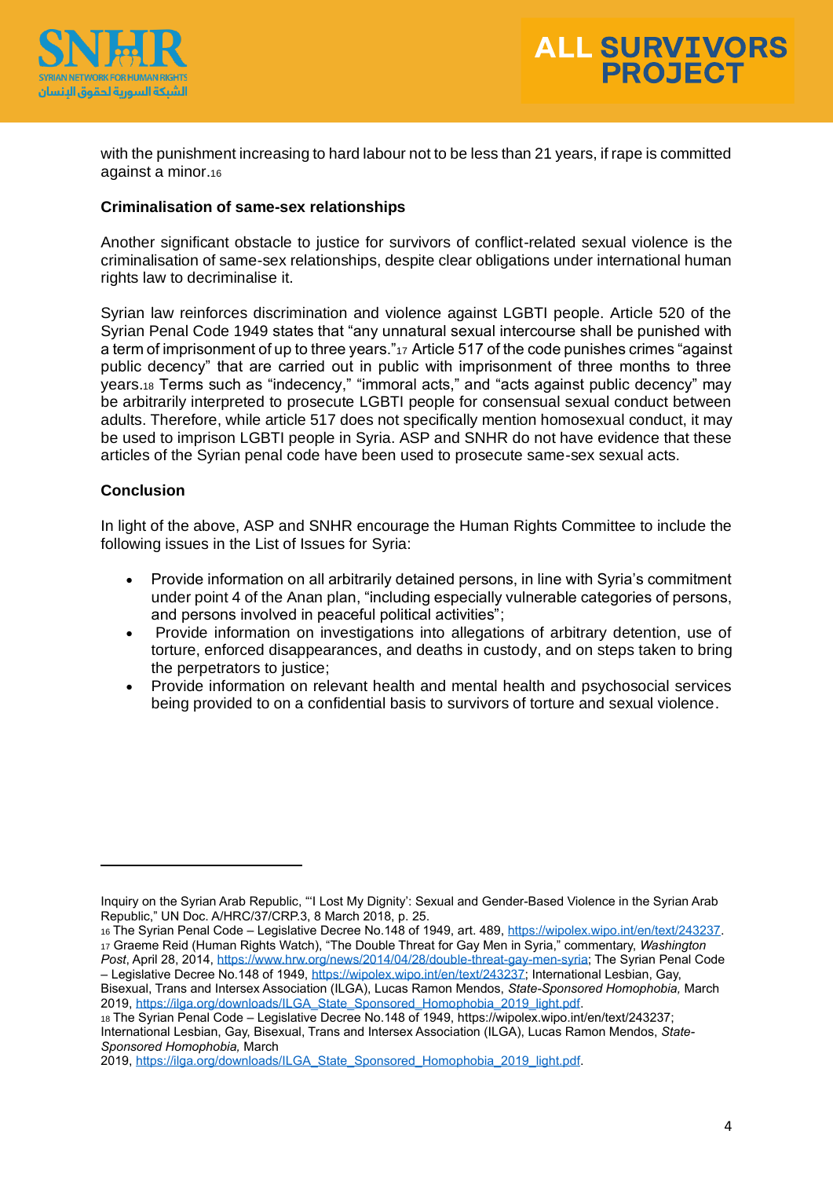with the punishment increasing to hard labour not to be less than 21 years, if rape is committed against a minor.[16]

### Criminalisation of same-sex relationships

Another significant obstacle to justice for survivors of conflict-related sexual violence is the criminalisation of same-sex relationships, despite clear obligations under international human rights law to decriminalise it.

Syrian law reinforces discrimination and violence against LGBTI people. Article 520 of the Syrian Penal Code 1949 states that "any unnatural sexual intercourse shall be punished with a term of imprisonment of up to three years."[17] Article 517 of the code punishes crimes "against public decency" that are carried out in public with imprisonment of three months to three years.[18] Terms such as "indecency," "immoral acts," and "acts against public decency" may be arbitrarily interpreted to prosecute LGBTI people for consensual sexual conduct between adults. Therefore, while article 517 does not specifically mention homosexual conduct, it may be used to imprison LGBTI people in Syria. ASP and SNHR do not have evidence that these articles of the Syrian penal code have been used to prosecute same-sex sexual acts.

### Conclusion

In light of the above, ASP and SNHR encourage the Human Rights Committee to include the following issues in the List of Issues for Syria:

- Provide information on all arbitrarily detained persons, in line with Syria's commitment under point 4 of the Anan plan, "including especially vulnerable categories of persons, and persons involved in peaceful political activities";
- Provide information on investigations into allegations of arbitrary detention, use of torture, enforced disappearances, and deaths in custody, and on steps taken to bring the perpetrators to justice;
- Provide information on relevant health and mental health and psychosocial services being provided to on a confidential basis to survivors of torture and sexual violence.

---

Inquiry on the Syrian Arab Republic, "'I Lost My Dignity': Sexual and Gender-Based Violence in the Syrian Arab Republic," UN Doc. A/HRC/37/CRP.3, 8 March 2018, p. 25.

[16] The Syrian Penal Code – Legislative Decree No.148 of 1949, art. 489, https://wipolex.wipo.int/en/text/243237.

[17] Graeme Reid (Human Rights Watch), "The Double Threat for Gay Men in Syria," commentary, *Washington Post*, April 28, 2014, https://www.hrw.org/news/2014/04/28/double-threat-gay-men-syria; The Syrian Penal Code – Legislative Decree No.148 of 1949, https://wipolex.wipo.int/en/text/243237; International Lesbian, Gay, Bisexual, Trans and Intersex Association (ILGA), Lucas Ramon Mendos, *State-Sponsored Homophobia,* March 2019, https://ilga.org/downloads/ILGA_State_Sponsored_Homophobia_2019_light.pdf.

[18] The Syrian Penal Code – Legislative Decree No.148 of 1949, https://wipolex.wipo.int/en/text/243237; International Lesbian, Gay, Bisexual, Trans and Intersex Association (ILGA), Lucas Ramon Mendos, *State-Sponsored Homophobia,* March 2019, https://ilga.org/downloads/ILGA_State_Sponsored_Homophobia_2019_light.pdf.